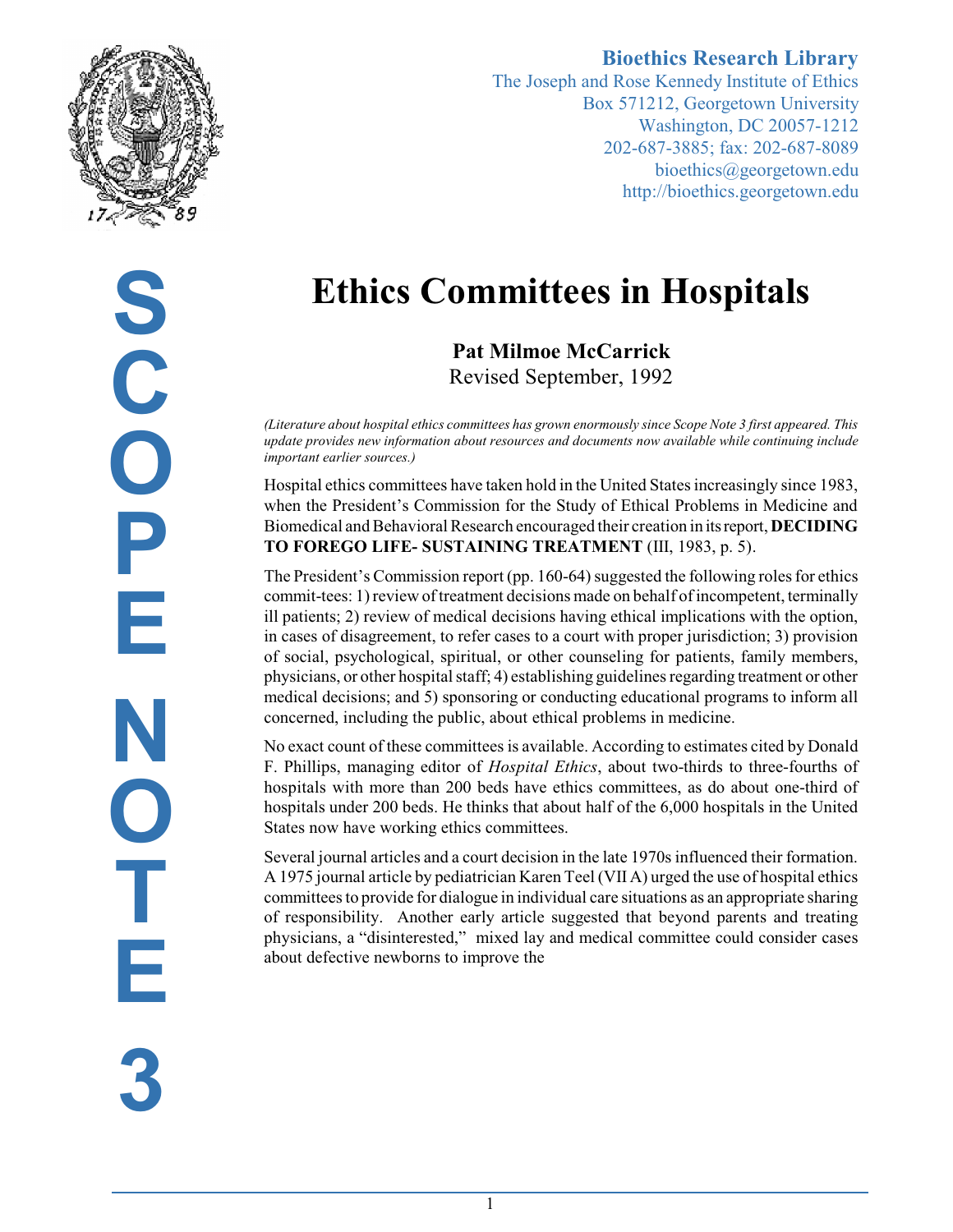**Bioethics Research Library**
The Joseph and Rose Kennedy Institute of Ethics
Box 571212, Georgetown University
Washington, DC 20057-1212
202-687-3885; fax: 202-687-8089
bioethics@georgetown.edu
http://bioethics.georgetown.edu

SCOPE NOTE 3

# Ethics Committees in Hospitals

**Pat Milmoe McCarrick**
Revised September, 1992

*(Literature about hospital ethics committees has grown enormously since Scope Note 3 first appeared. This update provides new information about resources and documents now available while continuing include important earlier sources.)*

Hospital ethics committees have taken hold in the United States increasingly since 1983, when the President's Commission for the Study of Ethical Problems in Medicine and Biomedical and Behavioral Research encouraged their creation in its report, **DECIDING TO FOREGO LIFE- SUSTAINING TREATMENT** (III, 1983, p. 5).

The President's Commission report (pp. 160-64) suggested the following roles for ethics commit-tees: 1) review of treatment decisions made on behalf of incompetent, terminally ill patients; 2) review of medical decisions having ethical implications with the option, in cases of disagreement, to refer cases to a court with proper jurisdiction; 3) provision of social, psychological, spiritual, or other counseling for patients, family members, physicians, or other hospital staff; 4) establishing guidelines regarding treatment or other medical decisions; and 5) sponsoring or conducting educational programs to inform all concerned, including the public, about ethical problems in medicine.

No exact count of these committees is available. According to estimates cited by Donald F. Phillips, managing editor of *Hospital Ethics*, about two-thirds to three-fourths of hospitals with more than 200 beds have ethics committees, as do about one-third of hospitals under 200 beds. He thinks that about half of the 6,000 hospitals in the United States now have working ethics committees.

Several journal articles and a court decision in the late 1970s influenced their formation. A 1975 journal article by pediatrician Karen Teel (VII A) urged the use of hospital ethics committees to provide for dialogue in individual care situations as an appropriate sharing of responsibility. Another early article suggested that beyond parents and treating physicians, a "disinterested," mixed lay and medical committee could consider cases about defective newborns to improve the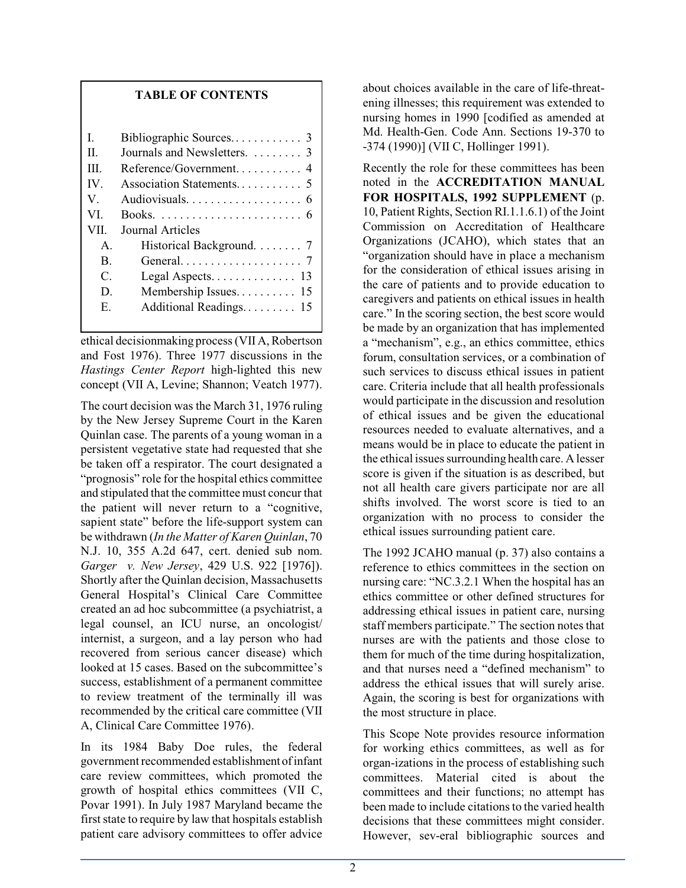**TABLE OF CONTENTS**

| | | |
|---|---|---|
| I. | Bibliographic Sources | 3 |
| II. | Journals and Newsletters | 3 |
| III. | Reference/Government | 4 |
| IV. | Association Statements | 5 |
| V. | Audiovisuals | 6 |
| VI. | Books | 6 |
| VII. | Journal Articles | |
| A. | Historical Background | 7 |
| B. | General | 7 |
| C. | Legal Aspects | 13 |
| D. | Membership Issues | 15 |
| E. | Additional Readings | 15 |

ethical decisionmaking process (VII A, Robertson and Fost 1976). Three 1977 discussions in the *Hastings Center Report* high-lighted this new concept (VII A, Levine; Shannon; Veatch 1977).

The court decision was the March 31, 1976 ruling by the New Jersey Supreme Court in the Karen Quinlan case. The parents of a young woman in a persistent vegetative state had requested that she be taken off a respirator. The court designated a "prognosis" role for the hospital ethics committee and stipulated that the committee must concur that the patient will never return to a "cognitive, sapient state" before the life-support system can be withdrawn (*In the Matter of Karen Quinlan*, 70 N.J. 10, 355 A.2d 647, cert. denied sub nom. *Garger v. New Jersey*, 429 U.S. 922 [1976]). Shortly after the Quinlan decision, Massachusetts General Hospital's Clinical Care Committee created an ad hoc subcommittee (a psychiatrist, a legal counsel, an ICU nurse, an oncologist/internist, a surgeon, and a lay person who had recovered from serious cancer disease) which looked at 15 cases. Based on the subcommittee's success, establishment of a permanent committee to review treatment of the terminally ill was recommended by the critical care committee (VII A, Clinical Care Committee 1976).

In its 1984 Baby Doe rules, the federal government recommended establishment of infant care review committees, which promoted the growth of hospital ethics committees (VII C, Povar 1991). In July 1987 Maryland became the first state to require by law that hospitals establish patient care advisory committees to offer advice about choices available in the care of life-threatening illnesses; this requirement was extended to nursing homes in 1990 [codified as amended at Md. Health-Gen. Code Ann. Sections 19-370 to -374 (1990)] (VII C, Hollinger 1991).

Recently the role for these committees has been noted in the **ACCREDITATION MANUAL FOR HOSPITALS, 1992 SUPPLEMENT** (p. 10, Patient Rights, Section RI.1.1.6.1) of the Joint Commission on Accreditation of Healthcare Organizations (JCAHO), which states that an "organization should have in place a mechanism for the consideration of ethical issues arising in the care of patients and to provide education to caregivers and patients on ethical issues in health care." In the scoring section, the best score would be made by an organization that has implemented a "mechanism", e.g., an ethics committee, ethics forum, consultation services, or a combination of such services to discuss ethical issues in patient care. Criteria include that all health professionals would participate in the discussion and resolution of ethical issues and be given the educational resources needed to evaluate alternatives, and a means would be in place to educate the patient in the ethical issues surrounding health care. A lesser score is given if the situation is as described, but not all health care givers participate nor are all shifts involved. The worst score is tied to an organization with no process to consider the ethical issues surrounding patient care.

The 1992 JCAHO manual (p. 37) also contains a reference to ethics committees in the section on nursing care: "NC.3.2.1 When the hospital has an ethics committee or other defined structures for addressing ethical issues in patient care, nursing staff members participate." The section notes that nurses are with the patients and those close to them for much of the time during hospitalization, and that nurses need a "defined mechanism" to address the ethical issues that will surely arise. Again, the scoring is best for organizations with the most structure in place.

This Scope Note provides resource information for working ethics committees, as well as for organ-izations in the process of establishing such committees. Material cited is about the committees and their functions; no attempt has been made to include citations to the varied health decisions that these committees might consider. However, sev-eral bibliographic sources and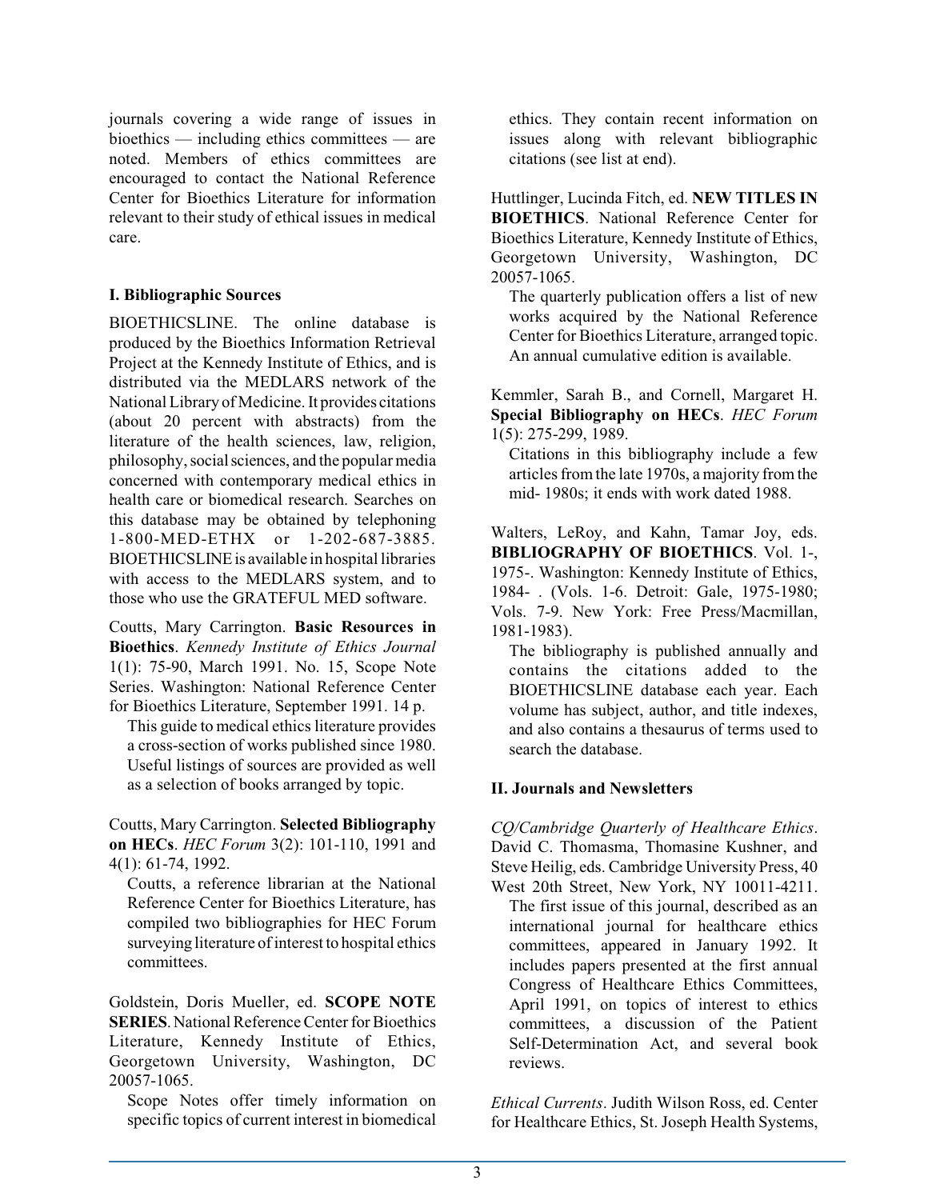journals covering a wide range of issues in bioethics — including ethics committees — are noted. Members of ethics committees are encouraged to contact the National Reference Center for Bioethics Literature for information relevant to their study of ethical issues in medical care.

## I. Bibliographic Sources

BIOETHICSLINE. The online database is produced by the Bioethics Information Retrieval Project at the Kennedy Institute of Ethics, and is distributed via the MEDLARS network of the National Library of Medicine. It provides citations (about 20 percent with abstracts) from the literature of the health sciences, law, religion, philosophy, social sciences, and the popular media concerned with contemporary medical ethics in health care or biomedical research. Searches on this database may be obtained by telephoning 1-800-MED-ETHX or 1-202-687-3885. BIOETHICSLINE is available in hospital libraries with access to the MEDLARS system, and to those who use the GRATEFUL MED software.

Coutts, Mary Carrington. **Basic Resources in Bioethics**. *Kennedy Institute of Ethics Journal* 1(1): 75-90, March 1991. No. 15, Scope Note Series. Washington: National Reference Center for Bioethics Literature, September 1991. 14 p.

This guide to medical ethics literature provides a cross-section of works published since 1980. Useful listings of sources are provided as well as a selection of books arranged by topic.

Coutts, Mary Carrington. **Selected Bibliography on HECs**. *HEC Forum* 3(2): 101-110, 1991 and 4(1): 61-74, 1992.

Coutts, a reference librarian at the National Reference Center for Bioethics Literature, has compiled two bibliographies for HEC Forum surveying literature of interest to hospital ethics committees.

Goldstein, Doris Mueller, ed. **SCOPE NOTE SERIES**. National Reference Center for Bioethics Literature, Kennedy Institute of Ethics, Georgetown University, Washington, DC 20057-1065.

Scope Notes offer timely information on specific topics of current interest in biomedical ethics. They contain recent information on issues along with relevant bibliographic citations (see list at end).

Huttlinger, Lucinda Fitch, ed. **NEW TITLES IN BIOETHICS**. National Reference Center for Bioethics Literature, Kennedy Institute of Ethics, Georgetown University, Washington, DC 20057-1065.

The quarterly publication offers a list of new works acquired by the National Reference Center for Bioethics Literature, arranged topic. An annual cumulative edition is available.

Kemmler, Sarah B., and Cornell, Margaret H. **Special Bibliography on HECs**. *HEC Forum* 1(5): 275-299, 1989.

Citations in this bibliography include a few articles from the late 1970s, a majority from the mid- 1980s; it ends with work dated 1988.

Walters, LeRoy, and Kahn, Tamar Joy, eds. **BIBLIOGRAPHY OF BIOETHICS**. Vol. 1-, 1975-. Washington: Kennedy Institute of Ethics, 1984- . (Vols. 1-6. Detroit: Gale, 1975-1980; Vols. 7-9. New York: Free Press/Macmillan, 1981-1983).

The bibliography is published annually and contains the citations added to the BIOETHICSLINE database each year. Each volume has subject, author, and title indexes, and also contains a thesaurus of terms used to search the database.

## II. Journals and Newsletters

*CQ/Cambridge Quarterly of Healthcare Ethics*. David C. Thomasma, Thomasine Kushner, and Steve Heilig, eds. Cambridge University Press, 40 West 20th Street, New York, NY 10011-4211.

The first issue of this journal, described as an international journal for healthcare ethics committees, appeared in January 1992. It includes papers presented at the first annual Congress of Healthcare Ethics Committees, April 1991, on topics of interest to ethics committees, a discussion of the Patient Self-Determination Act, and several book reviews.

*Ethical Currents*. Judith Wilson Ross, ed. Center for Healthcare Ethics, St. Joseph Health Systems,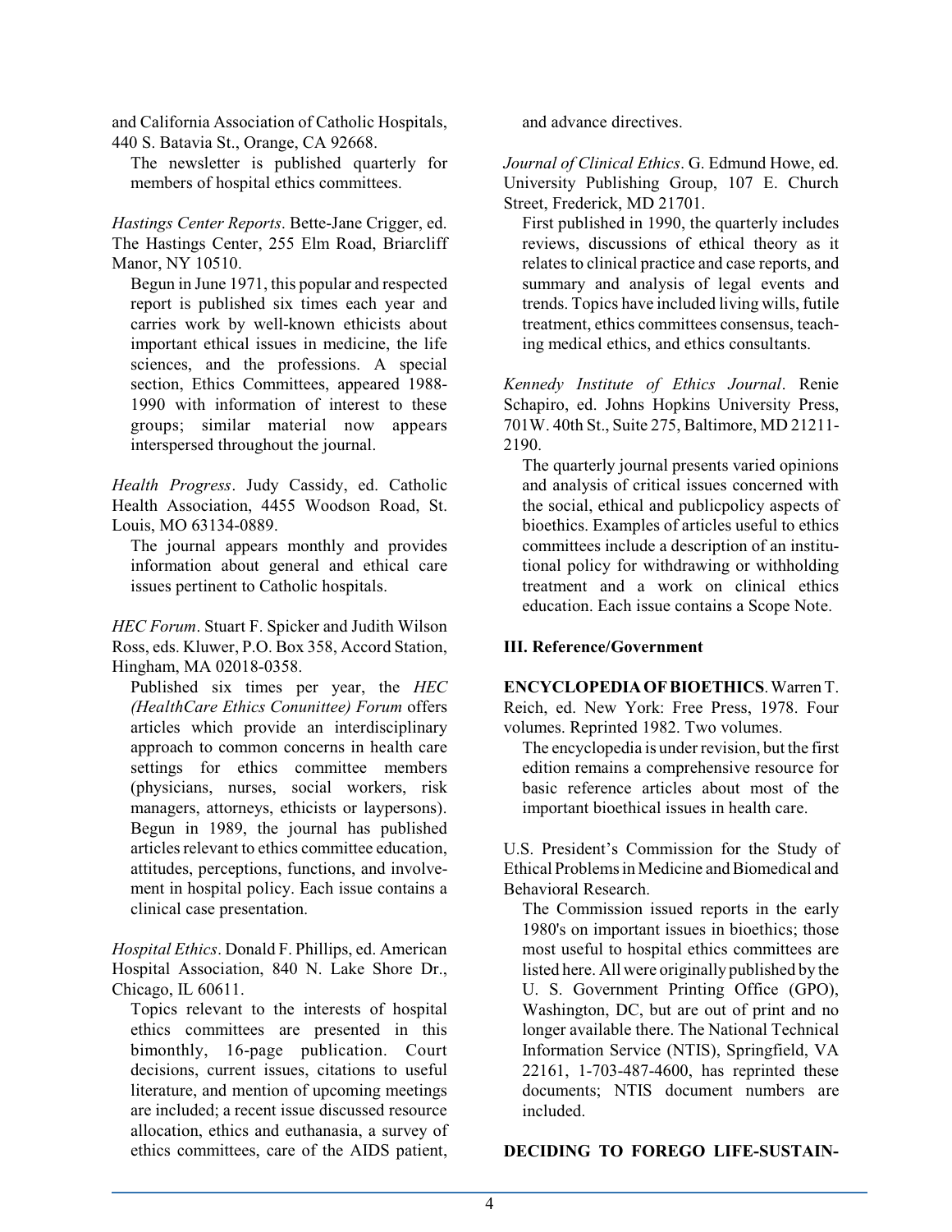and California Association of Catholic Hospitals, 440 S. Batavia St., Orange, CA 92668.

The newsletter is published quarterly for members of hospital ethics committees.

*Hastings Center Reports*. Bette-Jane Crigger, ed. The Hastings Center, 255 Elm Road, Briarcliff Manor, NY 10510.

Begun in June 1971, this popular and respected report is published six times each year and carries work by well-known ethicists about important ethical issues in medicine, the life sciences, and the professions. A special section, Ethics Committees, appeared 1988-1990 with information of interest to these groups; similar material now appears interspersed throughout the journal.

*Health Progress*. Judy Cassidy, ed. Catholic Health Association, 4455 Woodson Road, St. Louis, MO 63134-0889.

The journal appears monthly and provides information about general and ethical care issues pertinent to Catholic hospitals.

*HEC Forum*. Stuart F. Spicker and Judith Wilson Ross, eds. Kluwer, P.O. Box 358, Accord Station, Hingham, MA 02018-0358.

Published six times per year, the *HEC (HealthCare Ethics Conunittee) Forum* offers articles which provide an interdisciplinary approach to common concerns in health care settings for ethics committee members (physicians, nurses, social workers, risk managers, attorneys, ethicists or laypersons). Begun in 1989, the journal has published articles relevant to ethics committee education, attitudes, perceptions, functions, and involvement in hospital policy. Each issue contains a clinical case presentation.

*Hospital Ethics*. Donald F. Phillips, ed. American Hospital Association, 840 N. Lake Shore Dr., Chicago, IL 60611.

Topics relevant to the interests of hospital ethics committees are presented in this bimonthly, 16-page publication. Court decisions, current issues, citations to useful literature, and mention of upcoming meetings are included; a recent issue discussed resource allocation, ethics and euthanasia, a survey of ethics committees, care of the AIDS patient, and advance directives.

*Journal of Clinical Ethics*. G. Edmund Howe, ed. University Publishing Group, 107 E. Church Street, Frederick, MD 21701.

First published in 1990, the quarterly includes reviews, discussions of ethical theory as it relates to clinical practice and case reports, and summary and analysis of legal events and trends. Topics have included living wills, futile treatment, ethics committees consensus, teaching medical ethics, and ethics consultants.

*Kennedy Institute of Ethics Journal*. Renie Schapiro, ed. Johns Hopkins University Press, 701W. 40th St., Suite 275, Baltimore, MD 21211-2190.

The quarterly journal presents varied opinions and analysis of critical issues concerned with the social, ethical and publicpolicy aspects of bioethics. Examples of articles useful to ethics committees include a description of an institutional policy for withdrawing or withholding treatment and a work on clinical ethics education. Each issue contains a Scope Note.

### III. Reference/Government

**ENCYCLOPEDIA OF BIOETHICS**. Warren T. Reich, ed. New York: Free Press, 1978. Four volumes. Reprinted 1982. Two volumes.

The encyclopedia is under revision, but the first edition remains a comprehensive resource for basic reference articles about most of the important bioethical issues in health care.

U.S. President's Commission for the Study of Ethical Problems in Medicine and Biomedical and Behavioral Research.

The Commission issued reports in the early 1980's on important issues in bioethics; those most useful to hospital ethics committees are listed here. All were originally published by the U. S. Government Printing Office (GPO), Washington, DC, but are out of print and no longer available there. The National Technical Information Service (NTIS), Springfield, VA 22161, 1-703-487-4600, has reprinted these documents; NTIS document numbers are included.

**DECIDING TO FOREGO LIFE-SUSTAIN-**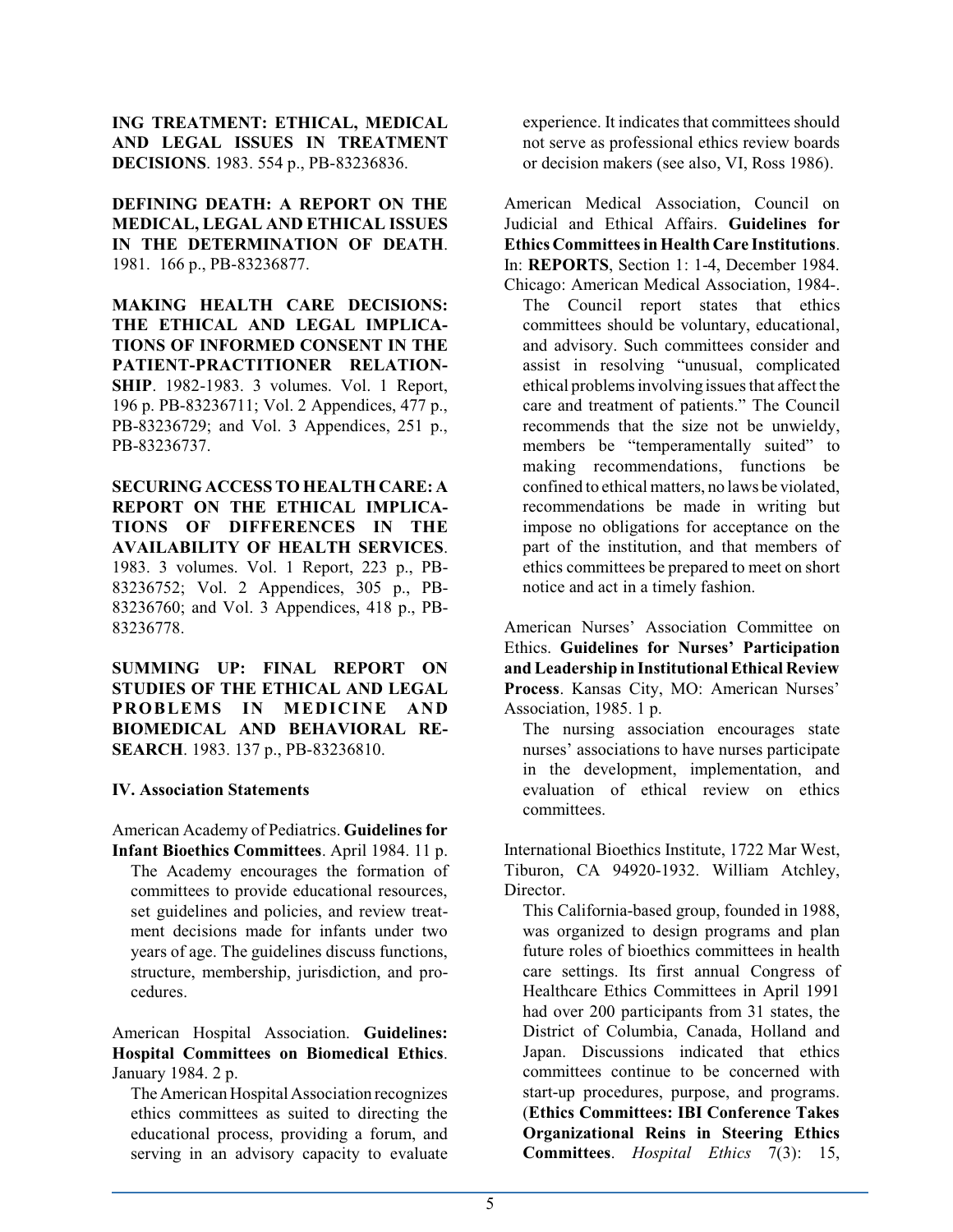**ING TREATMENT: ETHICAL, MEDICAL AND LEGAL ISSUES IN TREATMENT DECISIONS**. 1983. 554 p., PB-83236836.

**DEFINING DEATH: A REPORT ON THE MEDICAL, LEGAL AND ETHICAL ISSUES IN THE DETERMINATION OF DEATH**. 1981. 166 p., PB-83236877.

**MAKING HEALTH CARE DECISIONS: THE ETHICAL AND LEGAL IMPLICATIONS OF INFORMED CONSENT IN THE PATIENT-PRACTITIONER RELATIONSHIP**. 1982-1983. 3 volumes. Vol. 1 Report, 196 p. PB-83236711; Vol. 2 Appendices, 477 p., PB-83236729; and Vol. 3 Appendices, 251 p., PB-83236737.

**SECURING ACCESS TO HEALTH CARE: A REPORT ON THE ETHICAL IMPLICATIONS OF DIFFERENCES IN THE AVAILABILITY OF HEALTH SERVICES**. 1983. 3 volumes. Vol. 1 Report, 223 p., PB-83236752; Vol. 2 Appendices, 305 p., PB-83236760; and Vol. 3 Appendices, 418 p., PB-83236778.

**SUMMING UP: FINAL REPORT ON STUDIES OF THE ETHICAL AND LEGAL PROBLEMS IN MEDICINE AND BIOMEDICAL AND BEHAVIORAL RESEARCH**. 1983. 137 p., PB-83236810.

### IV. Association Statements

American Academy of Pediatrics. **Guidelines for Infant Bioethics Committees**. April 1984. 11 p.

The Academy encourages the formation of committees to provide educational resources, set guidelines and policies, and review treatment decisions made for infants under two years of age. The guidelines discuss functions, structure, membership, jurisdiction, and procedures.

American Hospital Association. **Guidelines: Hospital Committees on Biomedical Ethics**. January 1984. 2 p.

The American Hospital Association recognizes ethics committees as suited to directing the educational process, providing a forum, and serving in an advisory capacity to evaluate experience. It indicates that committees should not serve as professional ethics review boards or decision makers (see also, VI, Ross 1986).

American Medical Association, Council on Judicial and Ethical Affairs. **Guidelines for Ethics Committees in Health Care Institutions**. In: **REPORTS**, Section 1: 1-4, December 1984. Chicago: American Medical Association, 1984-.

The Council report states that ethics committees should be voluntary, educational, and advisory. Such committees consider and assist in resolving "unusual, complicated ethical problems involving issues that affect the care and treatment of patients." The Council recommends that the size not be unwieldy, members be "temperamentally suited" to making recommendations, functions be confined to ethical matters, no laws be violated, recommendations be made in writing but impose no obligations for acceptance on the part of the institution, and that members of ethics committees be prepared to meet on short notice and act in a timely fashion.

American Nurses' Association Committee on Ethics. **Guidelines for Nurses' Participation and Leadership in Institutional Ethical Review Process**. Kansas City, MO: American Nurses' Association, 1985. 1 p.

The nursing association encourages state nurses' associations to have nurses participate in the development, implementation, and evaluation of ethical review on ethics committees.

International Bioethics Institute, 1722 Mar West, Tiburon, CA 94920-1932. William Atchley, Director.

This California-based group, founded in 1988, was organized to design programs and plan future roles of bioethics committees in health care settings. Its first annual Congress of Healthcare Ethics Committees in April 1991 had over 200 participants from 31 states, the District of Columbia, Canada, Holland and Japan. Discussions indicated that ethics committees continue to be concerned with start-up procedures, purpose, and programs. (**Ethics Committees: IBI Conference Takes Organizational Reins in Steering Ethics Committees**. *Hospital Ethics* 7(3): 15,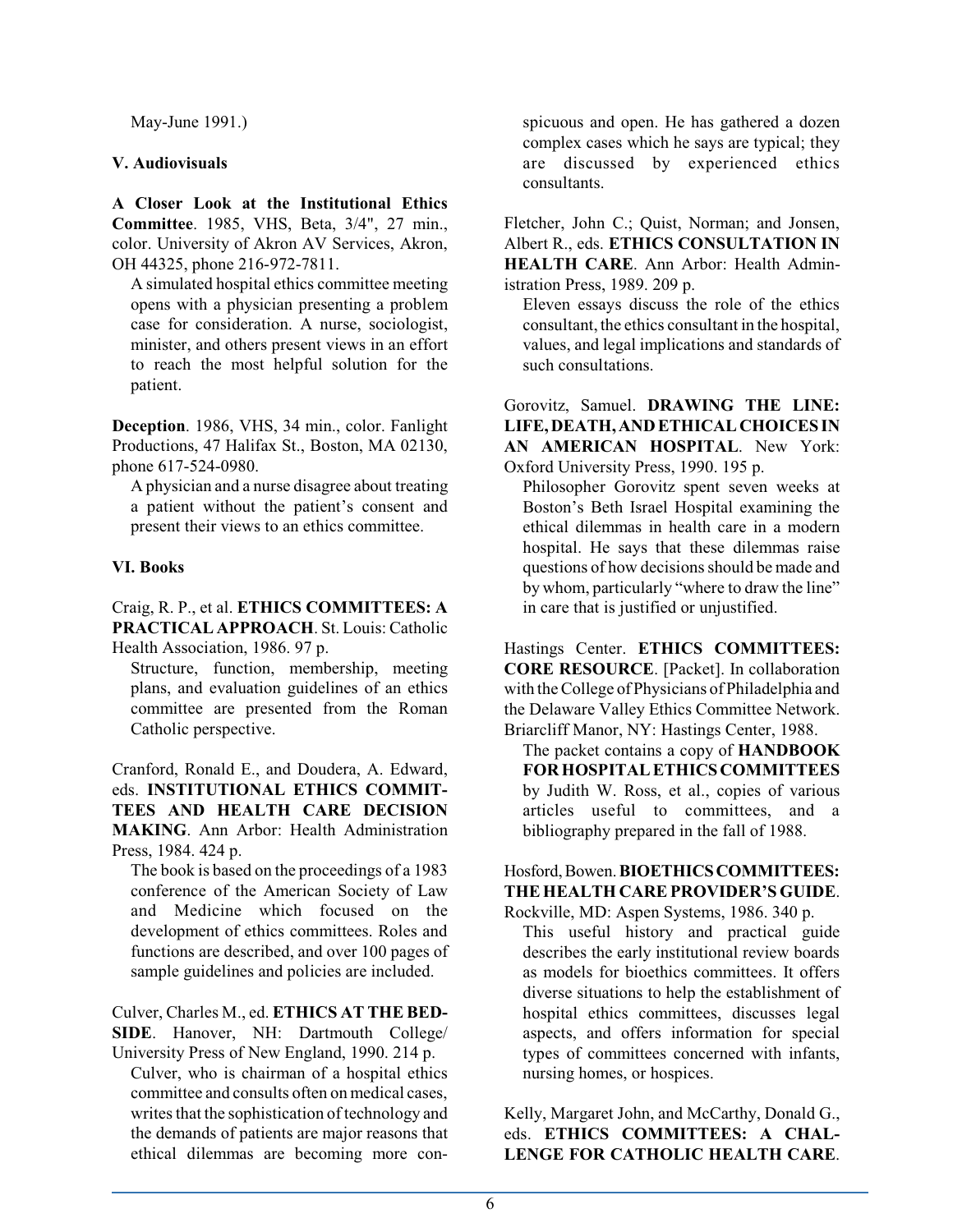May-June 1991.)

### V. Audiovisuals

**A Closer Look at the Institutional Ethics Committee**. 1985, VHS, Beta, 3/4", 27 min., color. University of Akron AV Services, Akron, OH 44325, phone 216-972-7811.

A simulated hospital ethics committee meeting opens with a physician presenting a problem case for consideration. A nurse, sociologist, minister, and others present views in an effort to reach the most helpful solution for the patient.

**Deception**. 1986, VHS, 34 min., color. Fanlight Productions, 47 Halifax St., Boston, MA 02130, phone 617-524-0980.

A physician and a nurse disagree about treating a patient without the patient's consent and present their views to an ethics committee.

### VI. Books

Craig, R. P., et al. **ETHICS COMMITTEES: A PRACTICAL APPROACH**. St. Louis: Catholic Health Association, 1986. 97 p.

Structure, function, membership, meeting plans, and evaluation guidelines of an ethics committee are presented from the Roman Catholic perspective.

Cranford, Ronald E., and Doudera, A. Edward, eds. **INSTITUTIONAL ETHICS COMMITTEES AND HEALTH CARE DECISION MAKING**. Ann Arbor: Health Administration Press, 1984. 424 p.

The book is based on the proceedings of a 1983 conference of the American Society of Law and Medicine which focused on the development of ethics committees. Roles and functions are described, and over 100 pages of sample guidelines and policies are included.

Culver, Charles M., ed. **ETHICS AT THE BEDSIDE**. Hanover, NH: Dartmouth College/ University Press of New England, 1990. 214 p.

Culver, who is chairman of a hospital ethics committee and consults often on medical cases, writes that the sophistication of technology and the demands of patients are major reasons that ethical dilemmas are becoming more conspicuous and open. He has gathered a dozen complex cases which he says are typical; they are discussed by experienced ethics consultants.

Fletcher, John C.; Quist, Norman; and Jonsen, Albert R., eds. **ETHICS CONSULTATION IN HEALTH CARE**. Ann Arbor: Health Administration Press, 1989. 209 p.

Eleven essays discuss the role of the ethics consultant, the ethics consultant in the hospital, values, and legal implications and standards of such consultations.

Gorovitz, Samuel. **DRAWING THE LINE: LIFE, DEATH, AND ETHICAL CHOICES IN AN AMERICAN HOSPITAL**. New York: Oxford University Press, 1990. 195 p.

Philosopher Gorovitz spent seven weeks at Boston's Beth Israel Hospital examining the ethical dilemmas in health care in a modern hospital. He says that these dilemmas raise questions of how decisions should be made and by whom, particularly "where to draw the line" in care that is justified or unjustified.

Hastings Center. **ETHICS COMMITTEES: CORE RESOURCE**. [Packet]. In collaboration with the College of Physicians of Philadelphia and the Delaware Valley Ethics Committee Network. Briarcliff Manor, NY: Hastings Center, 1988.

The packet contains a copy of **HANDBOOK FOR HOSPITAL ETHICS COMMITTEES** by Judith W. Ross, et al., copies of various articles useful to committees, and a bibliography prepared in the fall of 1988.

Hosford, Bowen. **BIOETHICS COMMITTEES: THE HEALTH CARE PROVIDER'S GUIDE**. Rockville, MD: Aspen Systems, 1986. 340 p.

This useful history and practical guide describes the early institutional review boards as models for bioethics committees. It offers diverse situations to help the establishment of hospital ethics committees, discusses legal aspects, and offers information for special types of committees concerned with infants, nursing homes, or hospices.

Kelly, Margaret John, and McCarthy, Donald G., eds. **ETHICS COMMITTEES: A CHALLENGE FOR CATHOLIC HEALTH CARE**.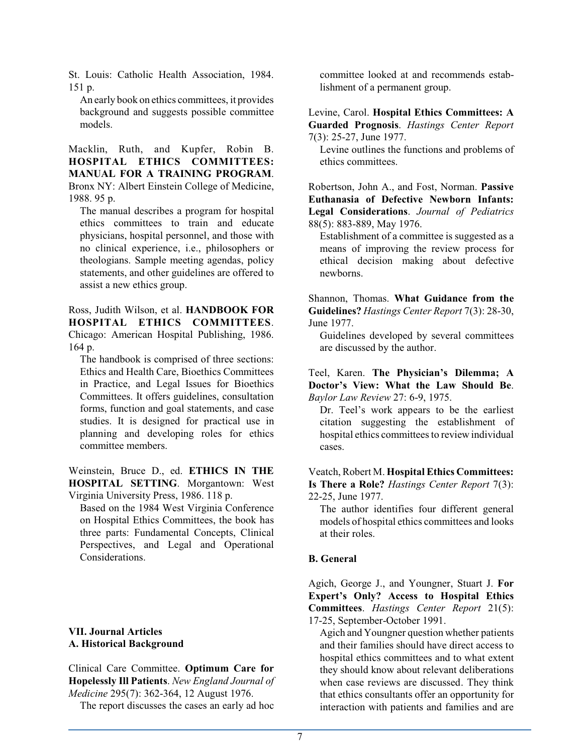St. Louis: Catholic Health Association, 1984. 151 p.

An early book on ethics committees, it provides background and suggests possible committee models.

Macklin, Ruth, and Kupfer, Robin B. **HOSPITAL ETHICS COMMITTEES: MANUAL FOR A TRAINING PROGRAM**. Bronx NY: Albert Einstein College of Medicine, 1988. 95 p.

The manual describes a program for hospital ethics committees to train and educate physicians, hospital personnel, and those with no clinical experience, i.e., philosophers or theologians. Sample meeting agendas, policy statements, and other guidelines are offered to assist a new ethics group.

Ross, Judith Wilson, et al. **HANDBOOK FOR HOSPITAL ETHICS COMMITTEES**. Chicago: American Hospital Publishing, 1986. 164 p.

The handbook is comprised of three sections: Ethics and Health Care, Bioethics Committees in Practice, and Legal Issues for Bioethics Committees. It offers guidelines, consultation forms, function and goal statements, and case studies. It is designed for practical use in planning and developing roles for ethics committee members.

Weinstein, Bruce D., ed. **ETHICS IN THE HOSPITAL SETTING**. Morgantown: West Virginia University Press, 1986. 118 p.

Based on the 1984 West Virginia Conference on Hospital Ethics Committees, the book has three parts: Fundamental Concepts, Clinical Perspectives, and Legal and Operational Considerations.

## VII. Journal Articles

### A. Historical Background

Clinical Care Committee. **Optimum Care for Hopelessly Ill Patients**. *New England Journal of Medicine* 295(7): 362-364, 12 August 1976.

The report discusses the cases an early ad hoc committee looked at and recommends establishment of a permanent group.

Levine, Carol. **Hospital Ethics Committees: A Guarded Prognosis**. *Hastings Center Report* 7(3): 25-27, June 1977.

Levine outlines the functions and problems of ethics committees.

Robertson, John A., and Fost, Norman. **Passive Euthanasia of Defective Newborn Infants: Legal Considerations**. *Journal of Pediatrics* 88(5): 883-889, May 1976.

Establishment of a committee is suggested as a means of improving the review process for ethical decision making about defective newborns.

Shannon, Thomas. **What Guidance from the Guidelines?** *Hastings Center Report* 7(3): 28-30, June 1977.

Guidelines developed by several committees are discussed by the author.

Teel, Karen. **The Physician's Dilemma; A Doctor's View: What the Law Should Be**. *Baylor Law Review* 27: 6-9, 1975.

Dr. Teel's work appears to be the earliest citation suggesting the establishment of hospital ethics committees to review individual cases.

Veatch, Robert M. **Hospital Ethics Committees: Is There a Role?** *Hastings Center Report* 7(3): 22-25, June 1977.

The author identifies four different general models of hospital ethics committees and looks at their roles.

### B. General

Agich, George J., and Youngner, Stuart J. **For Expert's Only? Access to Hospital Ethics Committees**. *Hastings Center Report* 21(5): 17-25, September-October 1991.

Agich and Youngner question whether patients and their families should have direct access to hospital ethics committees and to what extent they should know about relevant deliberations when case reviews are discussed. They think that ethics consultants offer an opportunity for interaction with patients and families and are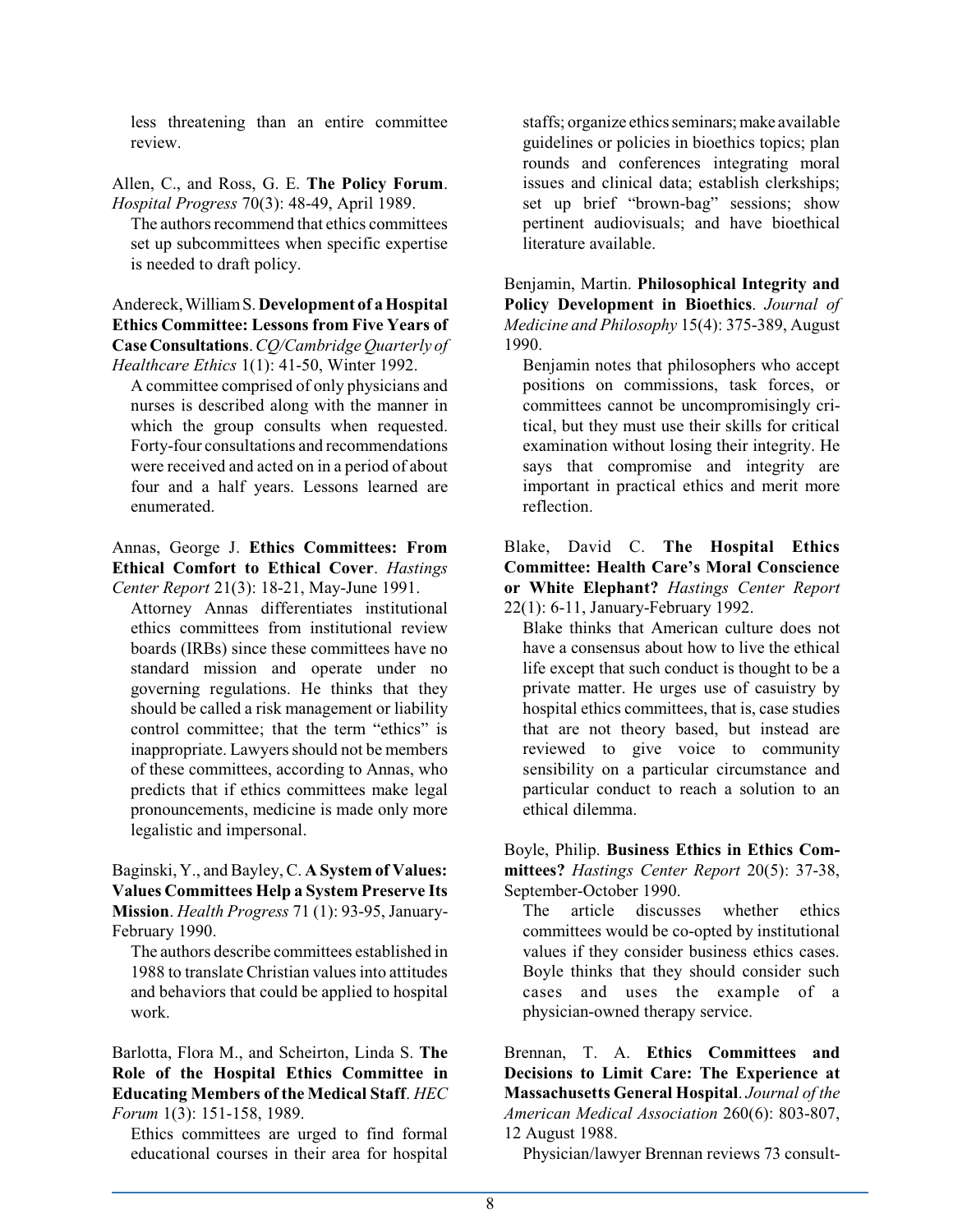less threatening than an entire committee review.

Allen, C., and Ross, G. E. **The Policy Forum**. *Hospital Progress* 70(3): 48-49, April 1989.

The authors recommend that ethics committees set up subcommittees when specific expertise is needed to draft policy.

Andereck, William S. **Development of a Hospital Ethics Committee: Lessons from Five Years of Case Consultations**. *CQ/Cambridge Quarterly of Healthcare Ethics* 1(1): 41-50, Winter 1992.

A committee comprised of only physicians and nurses is described along with the manner in which the group consults when requested. Forty-four consultations and recommendations were received and acted on in a period of about four and a half years. Lessons learned are enumerated.

Annas, George J. **Ethics Committees: From Ethical Comfort to Ethical Cover**. *Hastings Center Report* 21(3): 18-21, May-June 1991.

Attorney Annas differentiates institutional ethics committees from institutional review boards (IRBs) since these committees have no standard mission and operate under no governing regulations. He thinks that they should be called a risk management or liability control committee; that the term "ethics" is inappropriate. Lawyers should not be members of these committees, according to Annas, who predicts that if ethics committees make legal pronouncements, medicine is made only more legalistic and impersonal.

Baginski, Y., and Bayley, C. **A System of Values: Values Committees Help a System Preserve Its Mission**. *Health Progress* 71 (1): 93-95, January-February 1990.

The authors describe committees established in 1988 to translate Christian values into attitudes and behaviors that could be applied to hospital work.

Barlotta, Flora M., and Scheirton, Linda S. **The Role of the Hospital Ethics Committee in Educating Members of the Medical Staff**. *HEC Forum* 1(3): 151-158, 1989.

Ethics committees are urged to find formal educational courses in their area for hospital staffs; organize ethics seminars; make available guidelines or policies in bioethics topics; plan rounds and conferences integrating moral issues and clinical data; establish clerkships; set up brief "brown-bag" sessions; show pertinent audiovisuals; and have bioethical literature available.

Benjamin, Martin. **Philosophical Integrity and Policy Development in Bioethics**. *Journal of Medicine and Philosophy* 15(4): 375-389, August 1990.

Benjamin notes that philosophers who accept positions on commissions, task forces, or committees cannot be uncompromisingly critical, but they must use their skills for critical examination without losing their integrity. He says that compromise and integrity are important in practical ethics and merit more reflection.

Blake, David C. **The Hospital Ethics Committee: Health Care's Moral Conscience or White Elephant?** *Hastings Center Report* 22(1): 6-11, January-February 1992.

Blake thinks that American culture does not have a consensus about how to live the ethical life except that such conduct is thought to be a private matter. He urges use of casuistry by hospital ethics committees, that is, case studies that are not theory based, but instead are reviewed to give voice to community sensibility on a particular circumstance and particular conduct to reach a solution to an ethical dilemma.

Boyle, Philip. **Business Ethics in Ethics Committees?** *Hastings Center Report* 20(5): 37-38, September-October 1990.

The article discusses whether ethics committees would be co-opted by institutional values if they consider business ethics cases. Boyle thinks that they should consider such cases and uses the example of a physician-owned therapy service.

Brennan, T. A. **Ethics Committees and Decisions to Limit Care: The Experience at Massachusetts General Hospital**. *Journal of the American Medical Association* 260(6): 803-807, 12 August 1988.

Physician/lawyer Brennan reviews 73 consult-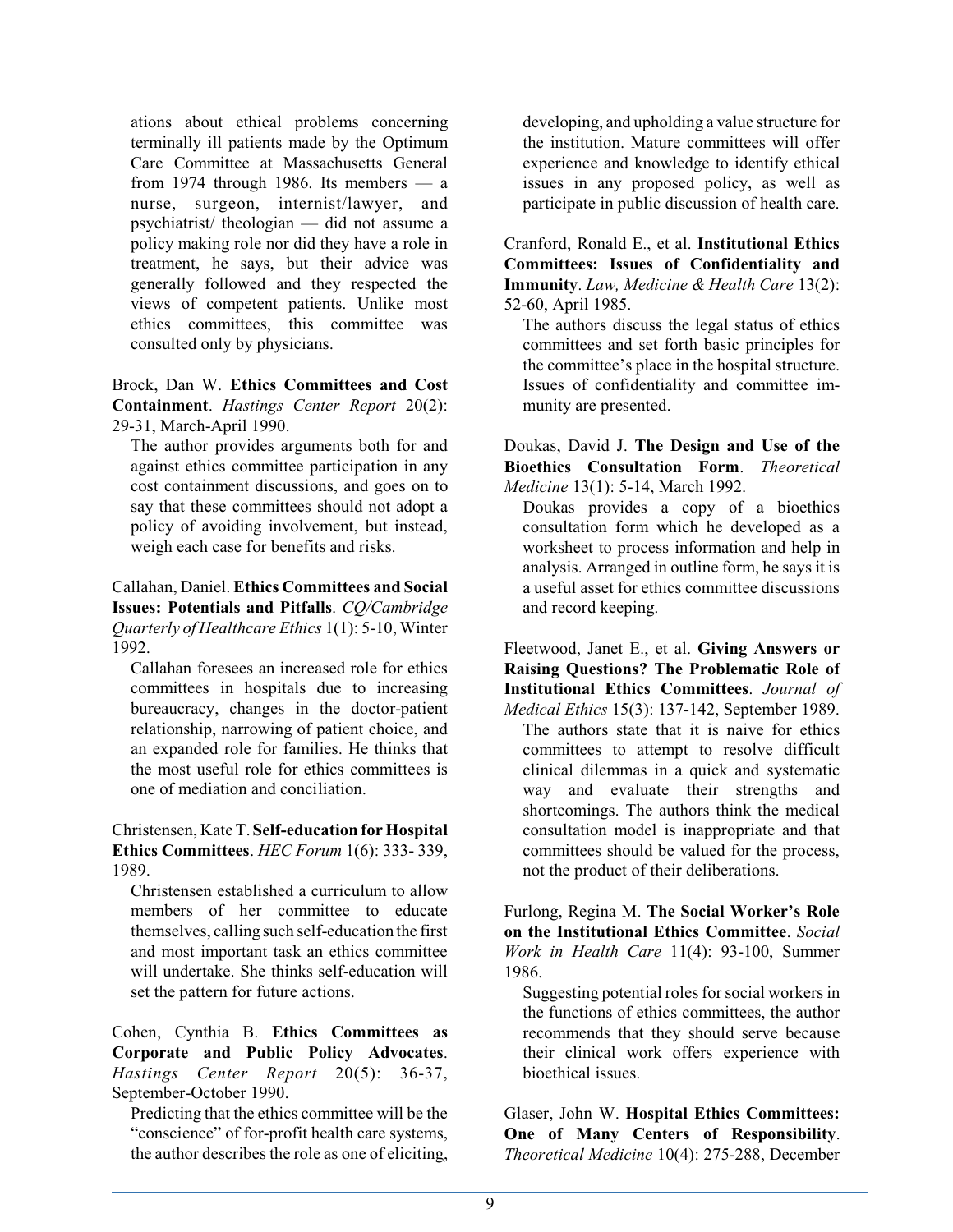ations about ethical problems concerning terminally ill patients made by the Optimum Care Committee at Massachusetts General from 1974 through 1986. Its members — a nurse, surgeon, internist/lawyer, and psychiatrist/ theologian — did not assume a policy making role nor did they have a role in treatment, he says, but their advice was generally followed and they respected the views of competent patients. Unlike most ethics committees, this committee was consulted only by physicians.

Brock, Dan W. **Ethics Committees and Cost Containment**. *Hastings Center Report* 20(2): 29-31, March-April 1990.

The author provides arguments both for and against ethics committee participation in any cost containment discussions, and goes on to say that these committees should not adopt a policy of avoiding involvement, but instead, weigh each case for benefits and risks.

Callahan, Daniel. **Ethics Committees and Social Issues: Potentials and Pitfalls**. *CQ/Cambridge Quarterly of Healthcare Ethics* 1(1): 5-10, Winter 1992.

Callahan foresees an increased role for ethics committees in hospitals due to increasing bureaucracy, changes in the doctor-patient relationship, narrowing of patient choice, and an expanded role for families. He thinks that the most useful role for ethics committees is one of mediation and conciliation.

Christensen, Kate T. **Self-education for Hospital Ethics Committees**. *HEC Forum* 1(6): 333- 339, 1989.

Christensen established a curriculum to allow members of her committee to educate themselves, calling such self-education the first and most important task an ethics committee will undertake. She thinks self-education will set the pattern for future actions.

Cohen, Cynthia B. **Ethics Committees as Corporate and Public Policy Advocates**. *Hastings Center Report* 20(5): 36-37, September-October 1990.

Predicting that the ethics committee will be the "conscience" of for-profit health care systems, the author describes the role as one of eliciting, developing, and upholding a value structure for the institution. Mature committees will offer experience and knowledge to identify ethical issues in any proposed policy, as well as participate in public discussion of health care.

Cranford, Ronald E., et al. **Institutional Ethics Committees: Issues of Confidentiality and Immunity**. *Law, Medicine & Health Care* 13(2): 52-60, April 1985.

The authors discuss the legal status of ethics committees and set forth basic principles for the committee's place in the hospital structure. Issues of confidentiality and committee immunity are presented.

Doukas, David J. **The Design and Use of the Bioethics Consultation Form**. *Theoretical Medicine* 13(1): 5-14, March 1992.

Doukas provides a copy of a bioethics consultation form which he developed as a worksheet to process information and help in analysis. Arranged in outline form, he says it is a useful asset for ethics committee discussions and record keeping.

Fleetwood, Janet E., et al. **Giving Answers or Raising Questions? The Problematic Role of Institutional Ethics Committees**. *Journal of Medical Ethics* 15(3): 137-142, September 1989.

The authors state that it is naive for ethics committees to attempt to resolve difficult clinical dilemmas in a quick and systematic way and evaluate their strengths and shortcomings. The authors think the medical consultation model is inappropriate and that committees should be valued for the process, not the product of their deliberations.

Furlong, Regina M. **The Social Worker's Role on the Institutional Ethics Committee**. *Social Work in Health Care* 11(4): 93-100, Summer 1986.

Suggesting potential roles for social workers in the functions of ethics committees, the author recommends that they should serve because their clinical work offers experience with bioethical issues.

Glaser, John W. **Hospital Ethics Committees: One of Many Centers of Responsibility**. *Theoretical Medicine* 10(4): 275-288, December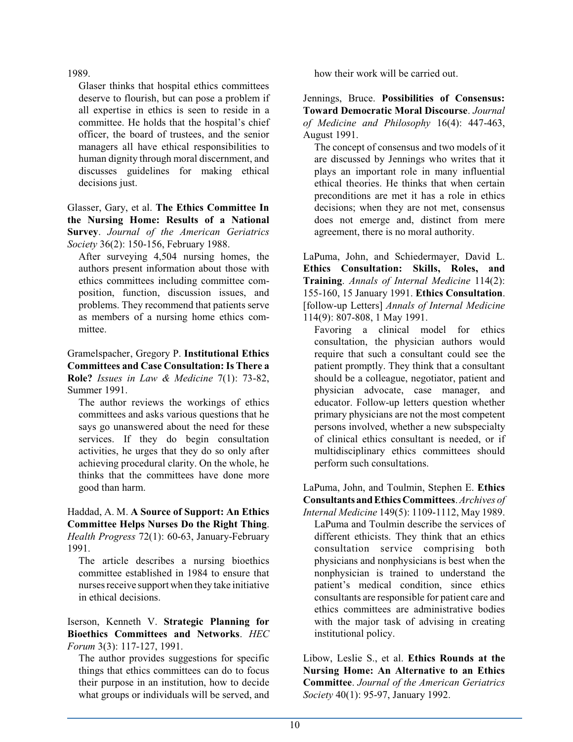1989.

Glaser thinks that hospital ethics committees deserve to flourish, but can pose a problem if all expertise in ethics is seen to reside in a committee. He holds that the hospital's chief officer, the board of trustees, and the senior managers all have ethical responsibilities to human dignity through moral discernment, and discusses guidelines for making ethical decisions just.

Glasser, Gary, et al. **The Ethics Committee In the Nursing Home: Results of a National Survey**. *Journal of the American Geriatrics Society* 36(2): 150-156, February 1988.

After surveying 4,504 nursing homes, the authors present information about those with ethics committees including committee composition, function, discussion issues, and problems. They recommend that patients serve as members of a nursing home ethics committee.

Gramelspacher, Gregory P. **Institutional Ethics Committees and Case Consultation: Is There a Role?** *Issues in Law & Medicine* 7(1): 73-82, Summer 1991.

The author reviews the workings of ethics committees and asks various questions that he says go unanswered about the need for these services. If they do begin consultation activities, he urges that they do so only after achieving procedural clarity. On the whole, he thinks that the committees have done more good than harm.

Haddad, A. M. **A Source of Support: An Ethics Committee Helps Nurses Do the Right Thing**. *Health Progress* 72(1): 60-63, January-February 1991.

The article describes a nursing bioethics committee established in 1984 to ensure that nurses receive support when they take initiative in ethical decisions.

Iserson, Kenneth V. **Strategic Planning for Bioethics Committees and Networks**. *HEC Forum* 3(3): 117-127, 1991.

The author provides suggestions for specific things that ethics committees can do to focus their purpose in an institution, how to decide what groups or individuals will be served, and how their work will be carried out.

Jennings, Bruce. **Possibilities of Consensus: Toward Democratic Moral Discourse**. *Journal of Medicine and Philosophy* 16(4): 447-463, August 1991.

The concept of consensus and two models of it are discussed by Jennings who writes that it plays an important role in many influential ethical theories. He thinks that when certain preconditions are met it has a role in ethics decisions; when they are not met, consensus does not emerge and, distinct from mere agreement, there is no moral authority.

LaPuma, John, and Schiedermayer, David L. **Ethics Consultation: Skills, Roles, and Training**. *Annals of Internal Medicine* 114(2): 155-160, 15 January 1991. **Ethics Consultation**. [follow-up Letters] *Annals of Internal Medicine* 114(9): 807-808, 1 May 1991.

Favoring a clinical model for ethics consultation, the physician authors would require that such a consultant could see the patient promptly. They think that a consultant should be a colleague, negotiator, patient and physician advocate, case manager, and educator. Follow-up letters question whether primary physicians are not the most competent persons involved, whether a new subspecialty of clinical ethics consultant is needed, or if multidisciplinary ethics committees should perform such consultations.

LaPuma, John, and Toulmin, Stephen E. **Ethics Consultants and Ethics Committees**. *Archives of Internal Medicine* 149(5): 1109-1112, May 1989.

LaPuma and Toulmin describe the services of different ethicists. They think that an ethics consultation service comprising both physicians and nonphysicians is best when the nonphysician is trained to understand the patient's medical condition, since ethics consultants are responsible for patient care and ethics committees are administrative bodies with the major task of advising in creating institutional policy.

Libow, Leslie S., et al. **Ethics Rounds at the Nursing Home: An Alternative to an Ethics Committee**. *Journal of the American Geriatrics Society* 40(1): 95-97, January 1992.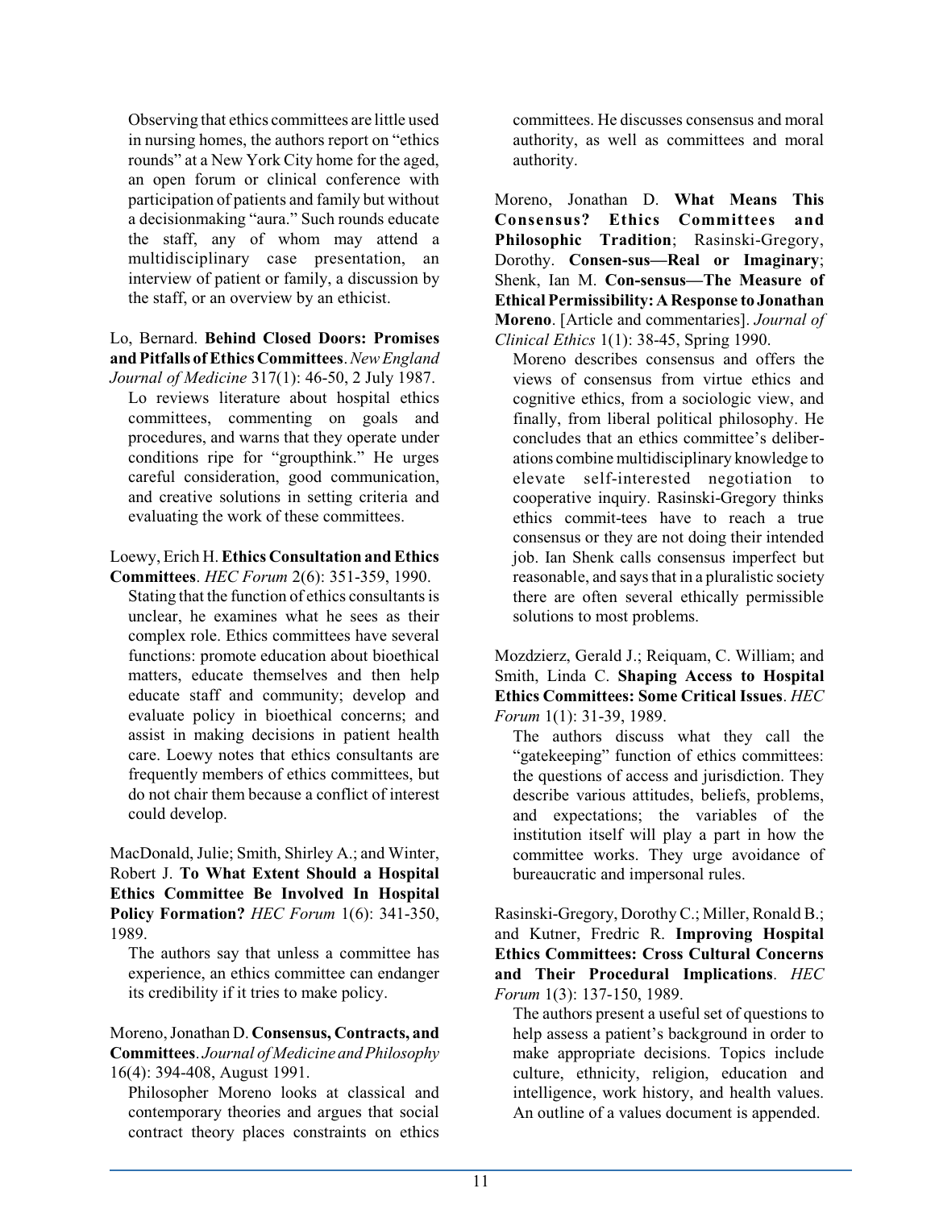Observing that ethics committees are little used in nursing homes, the authors report on "ethics rounds" at a New York City home for the aged, an open forum or clinical conference with participation of patients and family but without a decisionmaking "aura." Such rounds educate the staff, any of whom may attend a multidisciplinary case presentation, an interview of patient or family, a discussion by the staff, or an overview by an ethicist.

Lo, Bernard. **Behind Closed Doors: Promises and Pitfalls of Ethics Committees**. *New England Journal of Medicine* 317(1): 46-50, 2 July 1987.

Lo reviews literature about hospital ethics committees, commenting on goals and procedures, and warns that they operate under conditions ripe for "groupthink." He urges careful consideration, good communication, and creative solutions in setting criteria and evaluating the work of these committees.

Loewy, Erich H. **Ethics Consultation and Ethics Committees**. *HEC Forum* 2(6): 351-359, 1990.

Stating that the function of ethics consultants is unclear, he examines what he sees as their complex role. Ethics committees have several functions: promote education about bioethical matters, educate themselves and then help educate staff and community; develop and evaluate policy in bioethical concerns; and assist in making decisions in patient health care. Loewy notes that ethics consultants are frequently members of ethics committees, but do not chair them because a conflict of interest could develop.

MacDonald, Julie; Smith, Shirley A.; and Winter, Robert J. **To What Extent Should a Hospital Ethics Committee Be Involved In Hospital Policy Formation?** *HEC Forum* 1(6): 341-350, 1989.

The authors say that unless a committee has experience, an ethics committee can endanger its credibility if it tries to make policy.

Moreno, Jonathan D. **Consensus, Contracts, and Committees**. *Journal of Medicine and Philosophy* 16(4): 394-408, August 1991.

Philosopher Moreno looks at classical and contemporary theories and argues that social contract theory places constraints on ethics committees. He discusses consensus and moral authority, as well as committees and moral authority.

Moreno, Jonathan D. **What Means This Consensus? Ethics Committees and Philosophic Tradition**; Rasinski-Gregory, Dorothy. **Consen-sus—Real or Imaginary**; Shenk, Ian M. **Con-sensus—The Measure of Ethical Permissibility: A Response to Jonathan Moreno**. [Article and commentaries]. *Journal of Clinical Ethics* 1(1): 38-45, Spring 1990.

Moreno describes consensus and offers the views of consensus from virtue ethics and cognitive ethics, from a sociologic view, and finally, from liberal political philosophy. He concludes that an ethics committee's deliberations combine multidisciplinary knowledge to elevate self-interested negotiation to cooperative inquiry. Rasinski-Gregory thinks ethics commit-tees have to reach a true consensus or they are not doing their intended job. Ian Shenk calls consensus imperfect but reasonable, and says that in a pluralistic society there are often several ethically permissible solutions to most problems.

Mozdzierz, Gerald J.; Reiquam, C. William; and Smith, Linda C. **Shaping Access to Hospital Ethics Committees: Some Critical Issues**. *HEC Forum* 1(1): 31-39, 1989.

The authors discuss what they call the "gatekeeping" function of ethics committees: the questions of access and jurisdiction. They describe various attitudes, beliefs, problems, and expectations; the variables of the institution itself will play a part in how the committee works. They urge avoidance of bureaucratic and impersonal rules.

Rasinski-Gregory, Dorothy C.; Miller, Ronald B.; and Kutner, Fredric R. **Improving Hospital Ethics Committees: Cross Cultural Concerns and Their Procedural Implications**. *HEC Forum* 1(3): 137-150, 1989.

The authors present a useful set of questions to help assess a patient's background in order to make appropriate decisions. Topics include culture, ethnicity, religion, education and intelligence, work history, and health values. An outline of a values document is appended.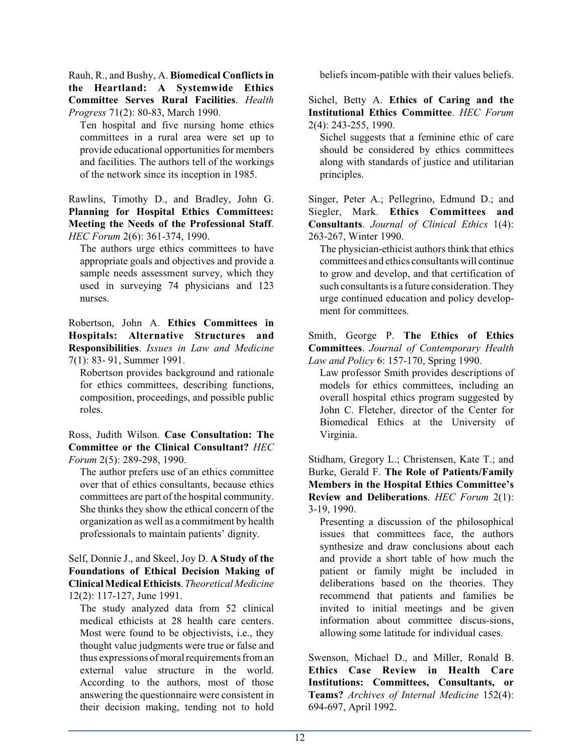Rauh, R., and Bushy, A. **Biomedical Conflicts in the Heartland: A Systemwide Ethics Committee Serves Rural Facilities**. *Health Progress* 71(2): 80-83, March 1990.

Ten hospital and five nursing home ethics committees in a rural area were set up to provide educational opportunities for members and facilities. The authors tell of the workings of the network since its inception in 1985.

Rawlins, Timothy D., and Bradley, John G. **Planning for Hospital Ethics Committees: Meeting the Needs of the Professional Staff**. *HEC Forum* 2(6): 361-374, 1990.

The authors urge ethics committees to have appropriate goals and objectives and provide a sample needs assessment survey, which they used in surveying 74 physicians and 123 nurses.

Robertson, John A. **Ethics Committees in Hospitals: Alternative Structures and Responsibilities**. *Issues in Law and Medicine* 7(1): 83- 91, Summer 1991.

Robertson provides background and rationale for ethics committees, describing functions, composition, proceedings, and possible public roles.

Ross, Judith Wilson. **Case Consultation: The Committee or the Clinical Consultant?** *HEC Forum* 2(5): 289-298, 1990.

The author prefers use of an ethics committee over that of ethics consultants, because ethics committees are part of the hospital community. She thinks they show the ethical concern of the organization as well as a commitment by health professionals to maintain patients' dignity.

Self, Donnie J., and Skeel, Joy D. **A Study of the Foundations of Ethical Decision Making of Clinical Medical Ethicists**. *Theoretical Medicine* 12(2): 117-127, June 1991.

The study analyzed data from 52 clinical medical ethicists at 28 health care centers. Most were found to be objectivists, i.e., they thought value judgments were true or false and thus expressions of moral requirements from an external value structure in the world. According to the authors, most of those answering the questionnaire were consistent in their decision making, tending not to hold beliefs incom-patible with their values beliefs.

Sichel, Betty A. **Ethics of Caring and the Institutional Ethics Committee**. *HEC Forum* 2(4): 243-255, 1990.

Sichel suggests that a feminine ethic of care should be considered by ethics committees along with standards of justice and utilitarian principles.

Singer, Peter A.; Pellegrino, Edmund D.; and Siegler, Mark. **Ethics Committees and Consultants**. *Journal of Clinical Ethics* 1(4): 263-267, Winter 1990.

The physician-ethicist authors think that ethics committees and ethics consultants will continue to grow and develop, and that certification of such consultants is a future consideration. They urge continued education and policy development for committees.

Smith, George P. **The Ethics of Ethics Committees**. *Journal of Contemporary Health Law and Policy* 6: 157-170, Spring 1990.

Law professor Smith provides descriptions of models for ethics committees, including an overall hospital ethics program suggested by John C. Fletcher, director of the Center for Biomedical Ethics at the University of Virginia.

Stidham, Gregory L.; Christensen, Kate T.; and Burke, Gerald F. **The Role of Patients/Family Members in the Hospital Ethics Committee's Review and Deliberations**. *HEC Forum* 2(1): 3-19, 1990.

Presenting a discussion of the philosophical issues that committees face, the authors synthesize and draw conclusions about each and provide a short table of how much the patient or family might be included in deliberations based on the theories. They recommend that patients and families be invited to initial meetings and be given information about committee discus-sions, allowing some latitude for individual cases.

Swenson, Michael D., and Miller, Ronald B. **Ethics Case Review in Health Care Institutions: Committees, Consultants, or Teams?** *Archives of Internal Medicine* 152(4): 694-697, April 1992.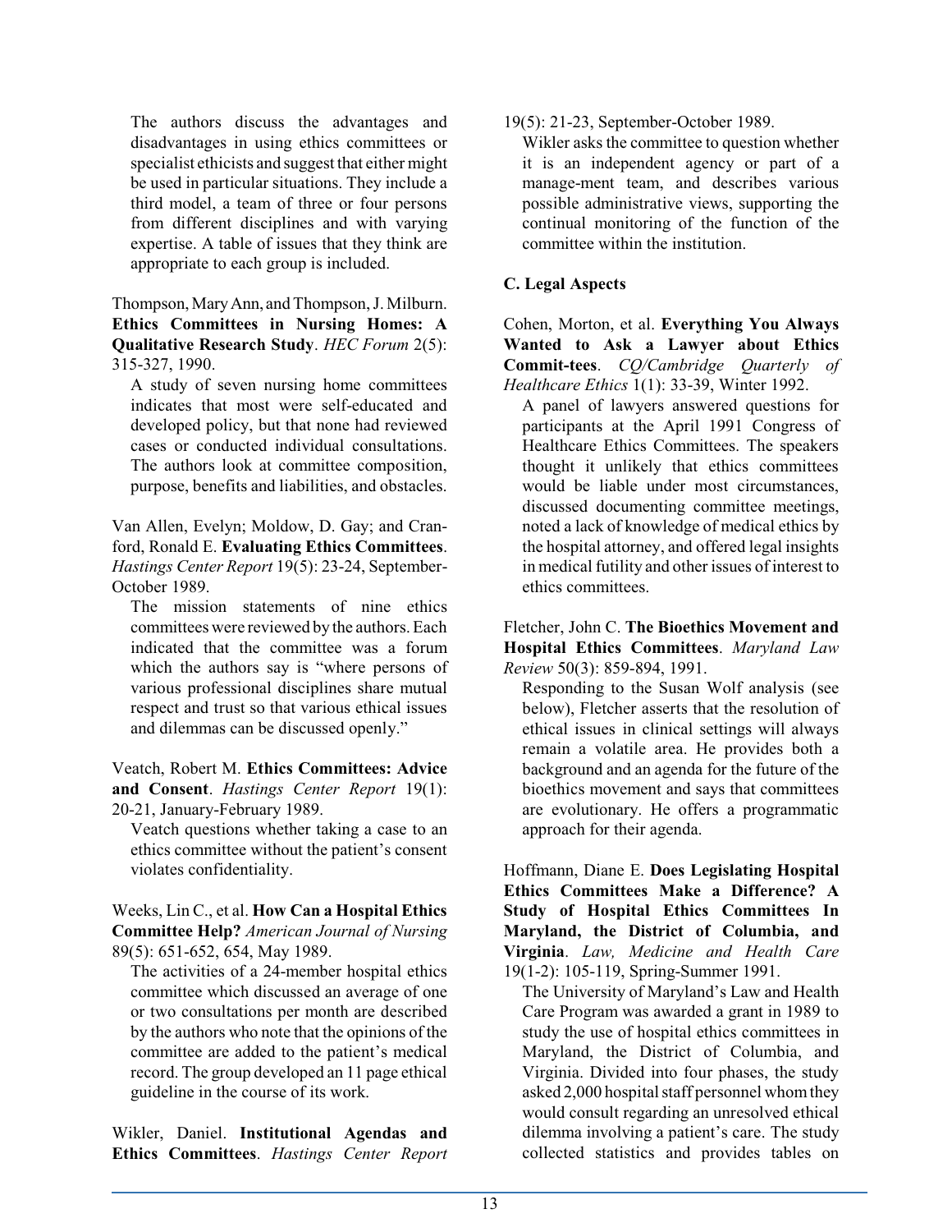The authors discuss the advantages and disadvantages in using ethics committees or specialist ethicists and suggest that either might be used in particular situations. They include a third model, a team of three or four persons from different disciplines and with varying expertise. A table of issues that they think are appropriate to each group is included.

Thompson, Mary Ann, and Thompson, J. Milburn. **Ethics Committees in Nursing Homes: A Qualitative Research Study**. *HEC Forum* 2(5): 315-327, 1990.

A study of seven nursing home committees indicates that most were self-educated and developed policy, but that none had reviewed cases or conducted individual consultations. The authors look at committee composition, purpose, benefits and liabilities, and obstacles.

Van Allen, Evelyn; Moldow, D. Gay; and Cranford, Ronald E. **Evaluating Ethics Committees**. *Hastings Center Report* 19(5): 23-24, September-October 1989.

The mission statements of nine ethics committees were reviewed by the authors. Each indicated that the committee was a forum which the authors say is "where persons of various professional disciplines share mutual respect and trust so that various ethical issues and dilemmas can be discussed openly."

Veatch, Robert M. **Ethics Committees: Advice and Consent**. *Hastings Center Report* 19(1): 20-21, January-February 1989.

Veatch questions whether taking a case to an ethics committee without the patient's consent violates confidentiality.

Weeks, Lin C., et al. **How Can a Hospital Ethics Committee Help?** *American Journal of Nursing* 89(5): 651-652, 654, May 1989.

The activities of a 24-member hospital ethics committee which discussed an average of one or two consultations per month are described by the authors who note that the opinions of the committee are added to the patient's medical record. The group developed an 11 page ethical guideline in the course of its work.

Wikler, Daniel. **Institutional Agendas and Ethics Committees**. *Hastings Center Report* 19(5): 21-23, September-October 1989.

Wikler asks the committee to question whether it is an independent agency or part of a manage-ment team, and describes various possible administrative views, supporting the continual monitoring of the function of the committee within the institution.

### C. Legal Aspects

Cohen, Morton, et al. **Everything You Always Wanted to Ask a Lawyer about Ethics Commit-tees**. *CQ/Cambridge Quarterly of Healthcare Ethics* 1(1): 33-39, Winter 1992.

A panel of lawyers answered questions for participants at the April 1991 Congress of Healthcare Ethics Committees. The speakers thought it unlikely that ethics committees would be liable under most circumstances, discussed documenting committee meetings, noted a lack of knowledge of medical ethics by the hospital attorney, and offered legal insights in medical futility and other issues of interest to ethics committees.

Fletcher, John C. **The Bioethics Movement and Hospital Ethics Committees**. *Maryland Law Review* 50(3): 859-894, 1991.

Responding to the Susan Wolf analysis (see below), Fletcher asserts that the resolution of ethical issues in clinical settings will always remain a volatile area. He provides both a background and an agenda for the future of the bioethics movement and says that committees are evolutionary. He offers a programmatic approach for their agenda.

Hoffmann, Diane E. **Does Legislating Hospital Ethics Committees Make a Difference? A Study of Hospital Ethics Committees In Maryland, the District of Columbia, and Virginia**. *Law, Medicine and Health Care* 19(1-2): 105-119, Spring-Summer 1991.

The University of Maryland's Law and Health Care Program was awarded a grant in 1989 to study the use of hospital ethics committees in Maryland, the District of Columbia, and Virginia. Divided into four phases, the study asked 2,000 hospital staff personnel whom they would consult regarding an unresolved ethical dilemma involving a patient's care. The study collected statistics and provides tables on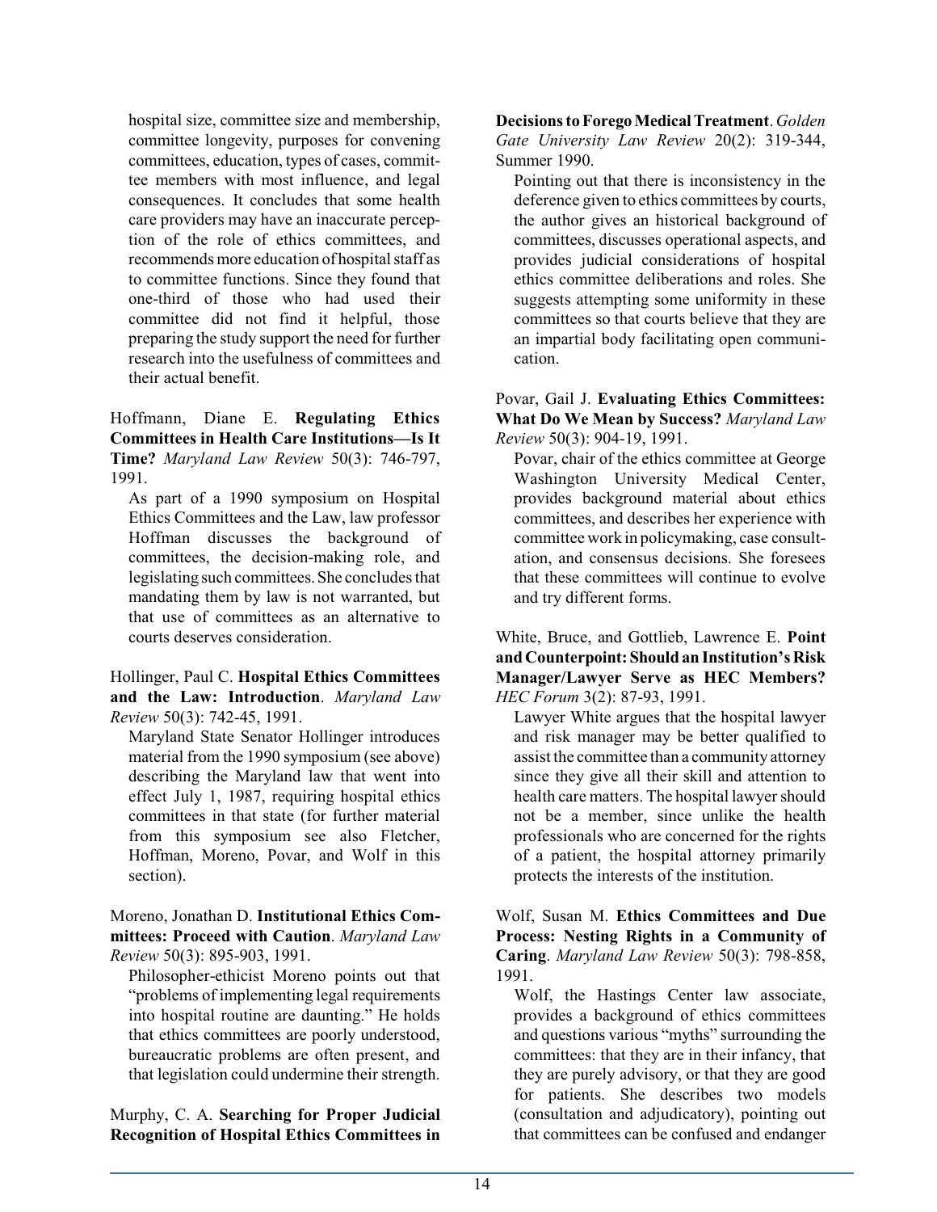hospital size, committee size and membership, committee longevity, purposes for convening committees, education, types of cases, committee members with most influence, and legal consequences. It concludes that some health care providers may have an inaccurate perception of the role of ethics committees, and recommends more education of hospital staff as to committee functions. Since they found that one-third of those who had used their committee did not find it helpful, those preparing the study support the need for further research into the usefulness of committees and their actual benefit.

Hoffmann, Diane E. **Regulating Ethics Committees in Health Care Institutions—Is It Time?** *Maryland Law Review* 50(3): 746-797, 1991.

As part of a 1990 symposium on Hospital Ethics Committees and the Law, law professor Hoffman discusses the background of committees, the decision-making role, and legislating such committees. She concludes that mandating them by law is not warranted, but that use of committees as an alternative to courts deserves consideration.

Hollinger, Paul C. **Hospital Ethics Committees and the Law: Introduction**. *Maryland Law Review* 50(3): 742-45, 1991.

Maryland State Senator Hollinger introduces material from the 1990 symposium (see above) describing the Maryland law that went into effect July 1, 1987, requiring hospital ethics committees in that state (for further material from this symposium see also Fletcher, Hoffman, Moreno, Povar, and Wolf in this section).

Moreno, Jonathan D. **Institutional Ethics Committees: Proceed with Caution**. *Maryland Law Review* 50(3): 895-903, 1991.

Philosopher-ethicist Moreno points out that "problems of implementing legal requirements into hospital routine are daunting." He holds that ethics committees are poorly understood, bureaucratic problems are often present, and that legislation could undermine their strength.

Murphy, C. A. **Searching for Proper Judicial Recognition of Hospital Ethics Committees in Decisions to Forego Medical Treatment**. *Golden Gate University Law Review* 20(2): 319-344, Summer 1990.

Pointing out that there is inconsistency in the deference given to ethics committees by courts, the author gives an historical background of committees, discusses operational aspects, and provides judicial considerations of hospital ethics committee deliberations and roles. She suggests attempting some uniformity in these committees so that courts believe that they are an impartial body facilitating open communication.

Povar, Gail J. **Evaluating Ethics Committees: What Do We Mean by Success?** *Maryland Law Review* 50(3): 904-19, 1991.

Povar, chair of the ethics committee at George Washington University Medical Center, provides background material about ethics committees, and describes her experience with committee work in policymaking, case consultation, and consensus decisions. She foresees that these committees will continue to evolve and try different forms.

White, Bruce, and Gottlieb, Lawrence E. **Point and Counterpoint: Should an Institution's Risk Manager/Lawyer Serve as HEC Members?** *HEC Forum* 3(2): 87-93, 1991.

Lawyer White argues that the hospital lawyer and risk manager may be better qualified to assist the committee than a community attorney since they give all their skill and attention to health care matters. The hospital lawyer should not be a member, since unlike the health professionals who are concerned for the rights of a patient, the hospital attorney primarily protects the interests of the institution.

Wolf, Susan M. **Ethics Committees and Due Process: Nesting Rights in a Community of Caring**. *Maryland Law Review* 50(3): 798-858, 1991.

Wolf, the Hastings Center law associate, provides a background of ethics committees and questions various "myths" surrounding the committees: that they are in their infancy, that they are purely advisory, or that they are good for patients. She describes two models (consultation and adjudicatory), pointing out that committees can be confused and endanger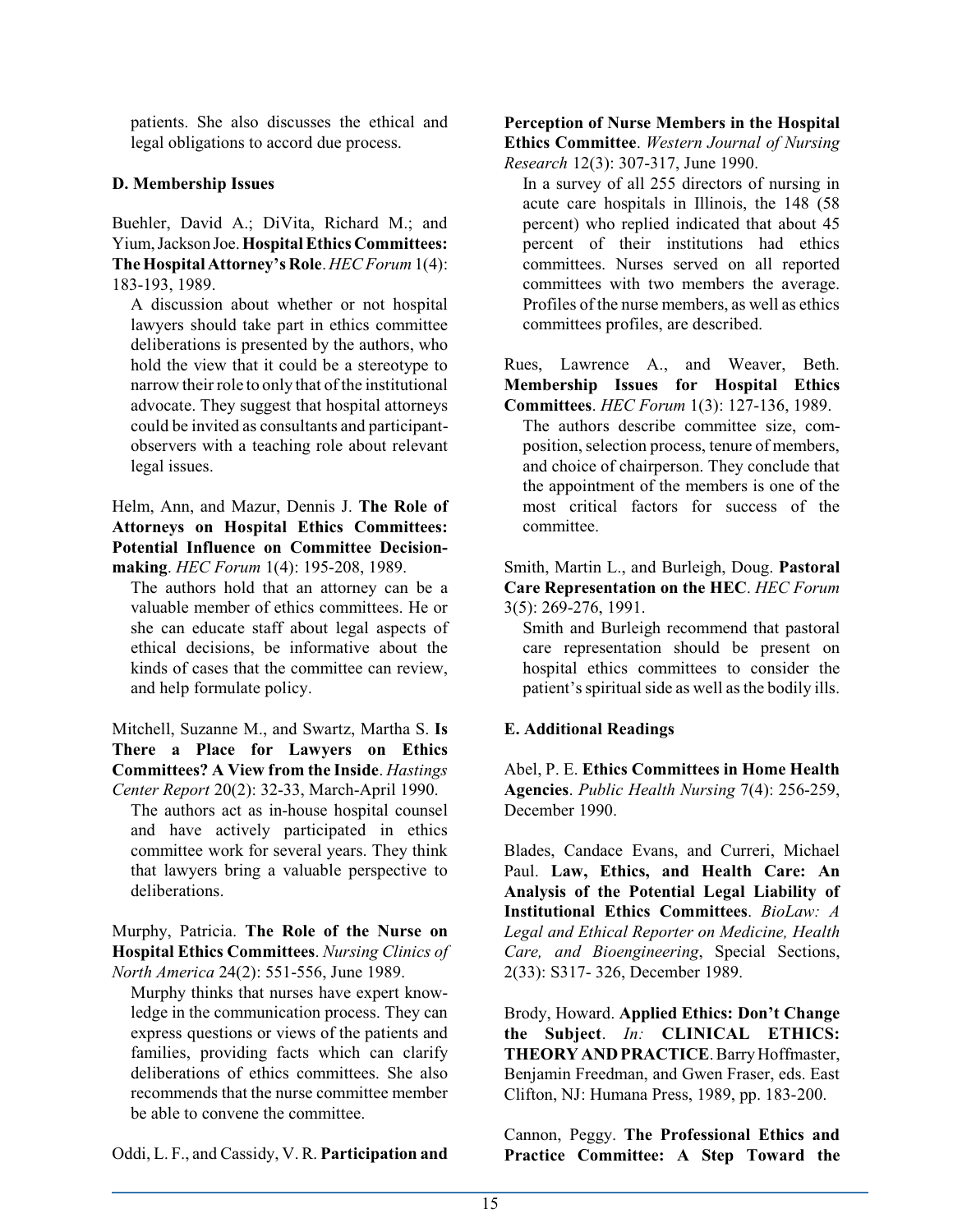patients. She also discusses the ethical and legal obligations to accord due process.

### D. Membership Issues

Buehler, David A.; DiVita, Richard M.; and Yium, Jackson Joe. **Hospital Ethics Committees: The Hospital Attorney's Role**. *HEC Forum* 1(4): 183-193, 1989.

A discussion about whether or not hospital lawyers should take part in ethics committee deliberations is presented by the authors, who hold the view that it could be a stereotype to narrow their role to only that of the institutional advocate. They suggest that hospital attorneys could be invited as consultants and participant-observers with a teaching role about relevant legal issues.

Helm, Ann, and Mazur, Dennis J. **The Role of Attorneys on Hospital Ethics Committees: Potential Influence on Committee Decision-making**. *HEC Forum* 1(4): 195-208, 1989.

The authors hold that an attorney can be a valuable member of ethics committees. He or she can educate staff about legal aspects of ethical decisions, be informative about the kinds of cases that the committee can review, and help formulate policy.

Mitchell, Suzanne M., and Swartz, Martha S. **Is There a Place for Lawyers on Ethics Committees? A View from the Inside**. *Hastings Center Report* 20(2): 32-33, March-April 1990.

The authors act as in-house hospital counsel and have actively participated in ethics committee work for several years. They think that lawyers bring a valuable perspective to deliberations.

Murphy, Patricia. **The Role of the Nurse on Hospital Ethics Committees**. *Nursing Clinics of North America* 24(2): 551-556, June 1989.

Murphy thinks that nurses have expert knowledge in the communication process. They can express questions or views of the patients and families, providing facts which can clarify deliberations of ethics committees. She also recommends that the nurse committee member be able to convene the committee.

Oddi, L. F., and Cassidy, V. R. **Participation and Perception of Nurse Members in the Hospital Ethics Committee**. *Western Journal of Nursing Research* 12(3): 307-317, June 1990.

In a survey of all 255 directors of nursing in acute care hospitals in Illinois, the 148 (58 percent) who replied indicated that about 45 percent of their institutions had ethics committees. Nurses served on all reported committees with two members the average. Profiles of the nurse members, as well as ethics committees profiles, are described.

Rues, Lawrence A., and Weaver, Beth. **Membership Issues for Hospital Ethics Committees**. *HEC Forum* 1(3): 127-136, 1989.

The authors describe committee size, composition, selection process, tenure of members, and choice of chairperson. They conclude that the appointment of the members is one of the most critical factors for success of the committee.

Smith, Martin L., and Burleigh, Doug. **Pastoral Care Representation on the HEC**. *HEC Forum* 3(5): 269-276, 1991.

Smith and Burleigh recommend that pastoral care representation should be present on hospital ethics committees to consider the patient's spiritual side as well as the bodily ills.

### E. Additional Readings

Abel, P. E. **Ethics Committees in Home Health Agencies**. *Public Health Nursing* 7(4): 256-259, December 1990.

Blades, Candace Evans, and Curreri, Michael Paul. **Law, Ethics, and Health Care: An Analysis of the Potential Legal Liability of Institutional Ethics Committees**. *BioLaw: A Legal and Ethical Reporter on Medicine, Health Care, and Bioengineering*, Special Sections, 2(33): S317- 326, December 1989.

Brody, Howard. **Applied Ethics: Don't Change the Subject**. *In:* **CLINICAL ETHICS: THEORY AND PRACTICE**. Barry Hoffmaster, Benjamin Freedman, and Gwen Fraser, eds. East Clifton, NJ: Humana Press, 1989, pp. 183-200.

Cannon, Peggy. **The Professional Ethics and Practice Committee: A Step Toward the**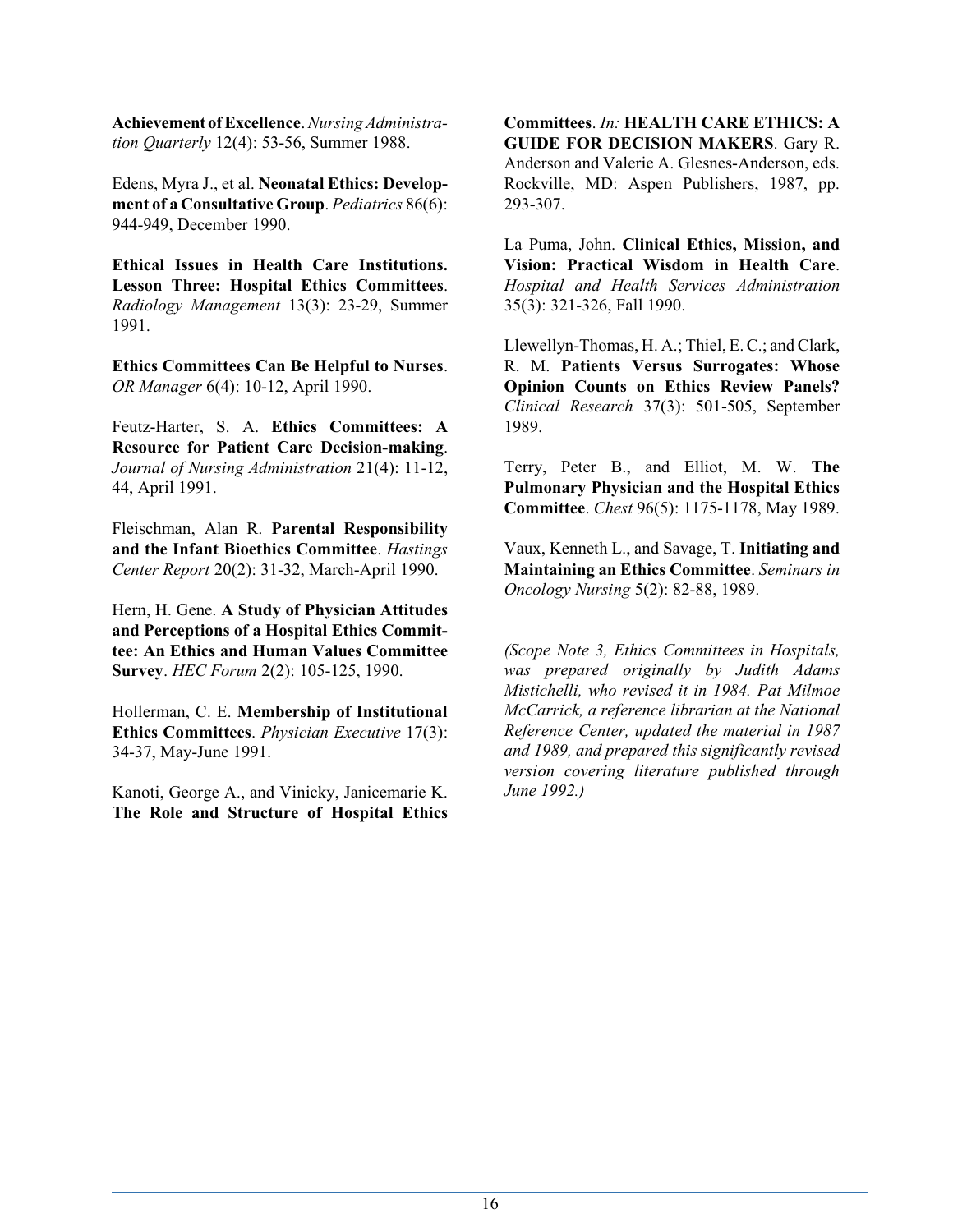**Achievement of Excellence**. *Nursing Administration Quarterly* 12(4): 53-56, Summer 1988.

Edens, Myra J., et al. **Neonatal Ethics: Development of a Consultative Group**. *Pediatrics* 86(6): 944-949, December 1990.

**Ethical Issues in Health Care Institutions. Lesson Three: Hospital Ethics Committees**. *Radiology Management* 13(3): 23-29, Summer 1991.

**Ethics Committees Can Be Helpful to Nurses**. *OR Manager* 6(4): 10-12, April 1990.

Feutz-Harter, S. A. **Ethics Committees: A Resource for Patient Care Decision-making**. *Journal of Nursing Administration* 21(4): 11-12, 44, April 1991.

Fleischman, Alan R. **Parental Responsibility and the Infant Bioethics Committee**. *Hastings Center Report* 20(2): 31-32, March-April 1990.

Hern, H. Gene. **A Study of Physician Attitudes and Perceptions of a Hospital Ethics Committee: An Ethics and Human Values Committee Survey**. *HEC Forum* 2(2): 105-125, 1990.

Hollerman, C. E. **Membership of Institutional Ethics Committees**. *Physician Executive* 17(3): 34-37, May-June 1991.

Kanoti, George A., and Vinicky, Janicemarie K. **The Role and Structure of Hospital Ethics Committees**. *In:* **HEALTH CARE ETHICS: A GUIDE FOR DECISION MAKERS**. Gary R. Anderson and Valerie A. Glesnes-Anderson, eds. Rockville, MD: Aspen Publishers, 1987, pp. 293-307.

La Puma, John. **Clinical Ethics, Mission, and Vision: Practical Wisdom in Health Care**. *Hospital and Health Services Administration* 35(3): 321-326, Fall 1990.

Llewellyn-Thomas, H. A.; Thiel, E. C.; and Clark, R. M. **Patients Versus Surrogates: Whose Opinion Counts on Ethics Review Panels?** *Clinical Research* 37(3): 501-505, September 1989.

Terry, Peter B., and Elliot, M. W. **The Pulmonary Physician and the Hospital Ethics Committee**. *Chest* 96(5): 1175-1178, May 1989.

Vaux, Kenneth L., and Savage, T. **Initiating and Maintaining an Ethics Committee**. *Seminars in Oncology Nursing* 5(2): 82-88, 1989.

*(Scope Note 3, Ethics Committees in Hospitals, was prepared originally by Judith Adams Mistichelli, who revised it in 1984. Pat Milmoe McCarrick, a reference librarian at the National Reference Center, updated the material in 1987 and 1989, and prepared this significantly revised version covering literature published through June 1992.)*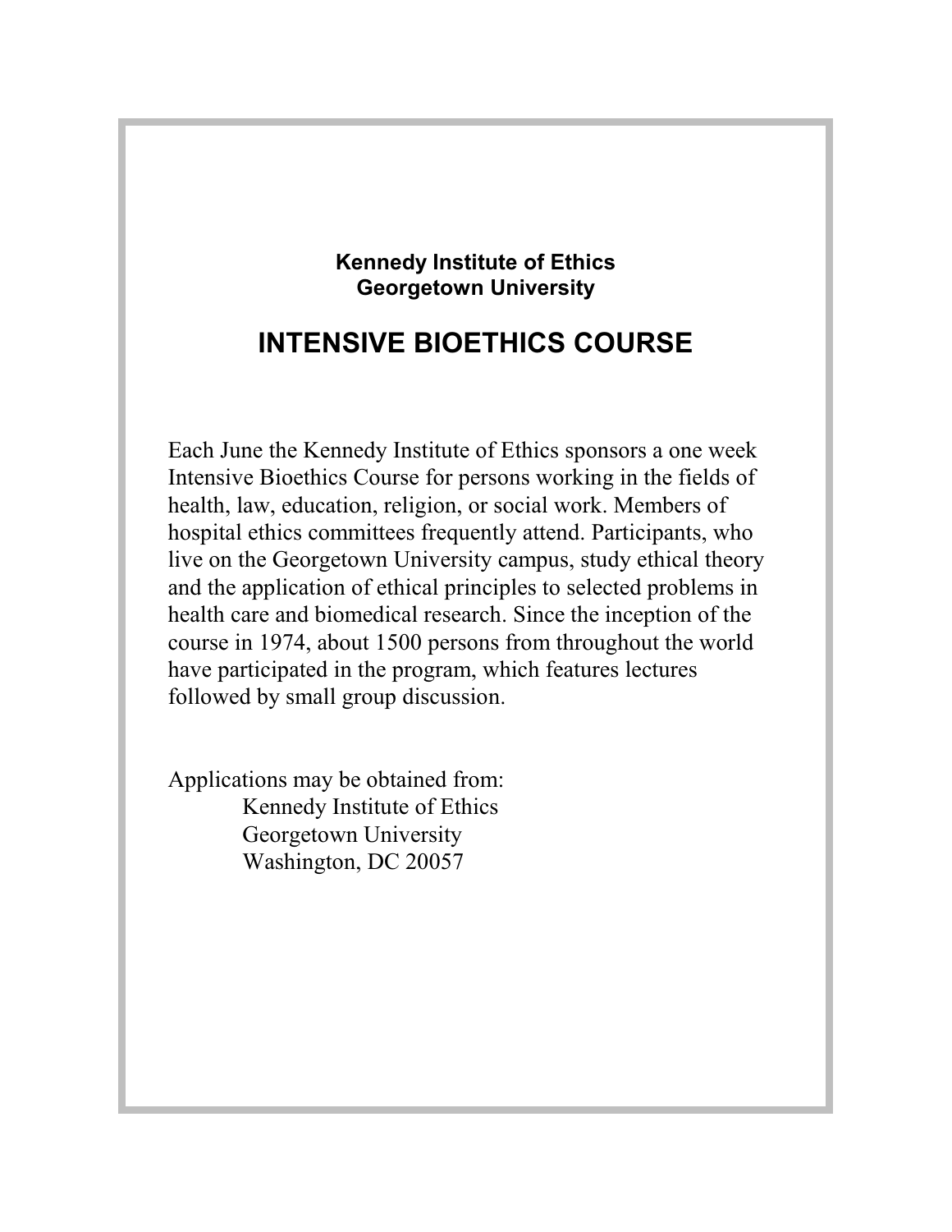**Kennedy Institute of Ethics**
**Georgetown University**

# INTENSIVE BIOETHICS COURSE

Each June the Kennedy Institute of Ethics sponsors a one week Intensive Bioethics Course for persons working in the fields of health, law, education, religion, or social work. Members of hospital ethics committees frequently attend. Participants, who live on the Georgetown University campus, study ethical theory and the application of ethical principles to selected problems in health care and biomedical research. Since the inception of the course in 1974, about 1500 persons from throughout the world have participated in the program, which features lectures followed by small group discussion.

Applications may be obtained from:

Kennedy Institute of Ethics
Georgetown University
Washington, DC 20057